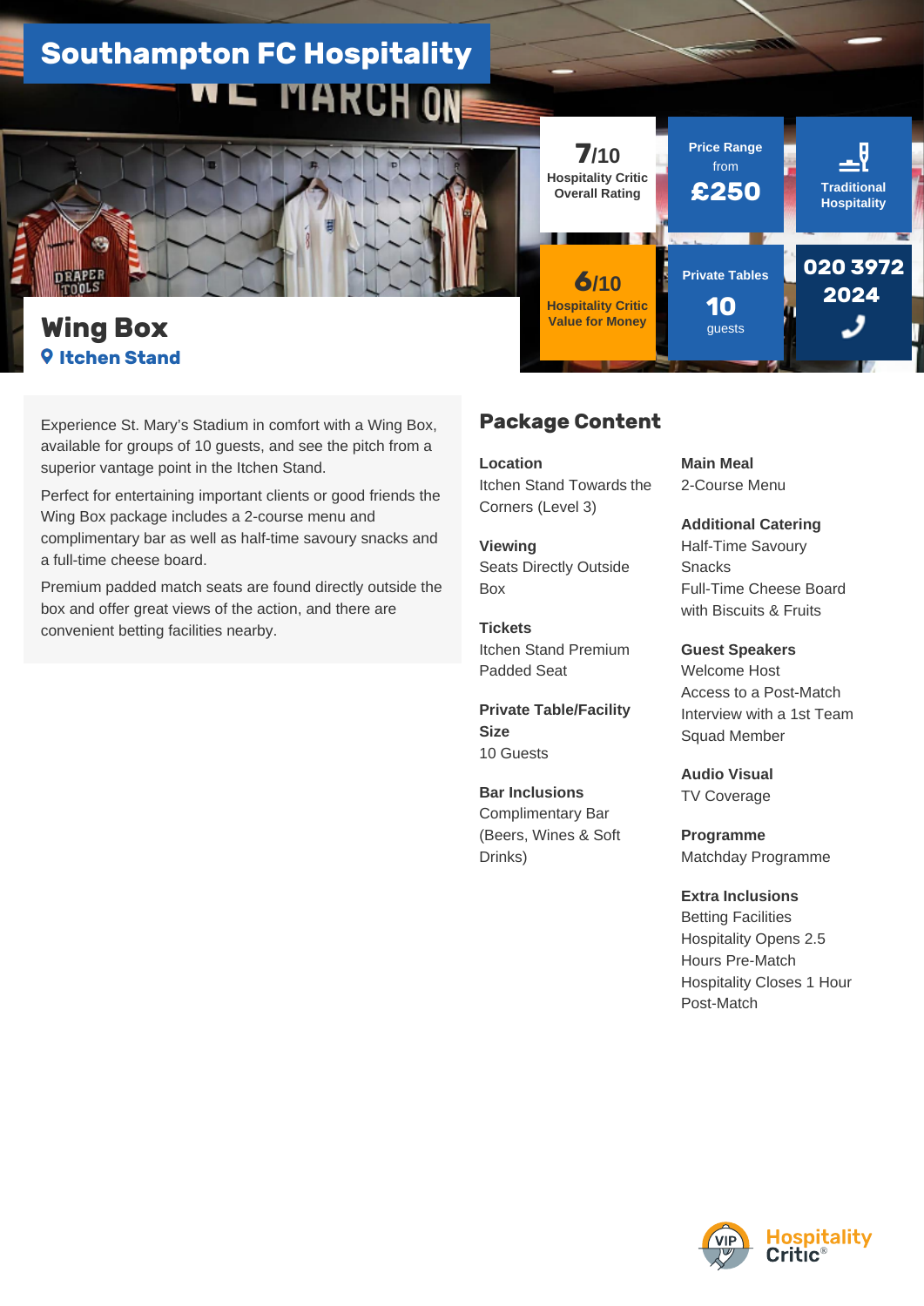# Southampton FC Hospitality

## Wing Box

**Itchen Stand**

**7/10**
Hospitality Critic Overall Rating

**Price Range** from **£250**

**Traditional Hospitality**

**6/10**
Hospitality Critic Value for Money

**Private Tables**
**10** guests

**020 3972 2024**

Experience St. Mary's Stadium in comfort with a Wing Box, available for groups of 10 guests, and see the pitch from a superior vantage point in the Itchen Stand.

Perfect for entertaining important clients or good friends the Wing Box package includes a 2-course menu and complimentary bar as well as half-time savoury snacks and a full-time cheese board.

Premium padded match seats are found directly outside the box and offer great views of the action, and there are convenient betting facilities nearby.

## Package Content

**Location**
Itchen Stand Towards the Corners (Level 3)

**Viewing**
Seats Directly Outside Box

**Tickets**
Itchen Stand Premium Padded Seat

**Private Table/Facility Size**
10 Guests

**Bar Inclusions**
Complimentary Bar (Beers, Wines & Soft Drinks)

**Main Meal**
2-Course Menu

**Additional Catering**
Half-Time Savoury Snacks
Full-Time Cheese Board with Biscuits & Fruits

**Guest Speakers**
Welcome Host
Access to a Post-Match Interview with a 1st Team Squad Member

**Audio Visual**
TV Coverage

**Programme**
Matchday Programme

**Extra Inclusions**
Betting Facilities
Hospitality Opens 2.5 Hours Pre-Match
Hospitality Closes 1 Hour Post-Match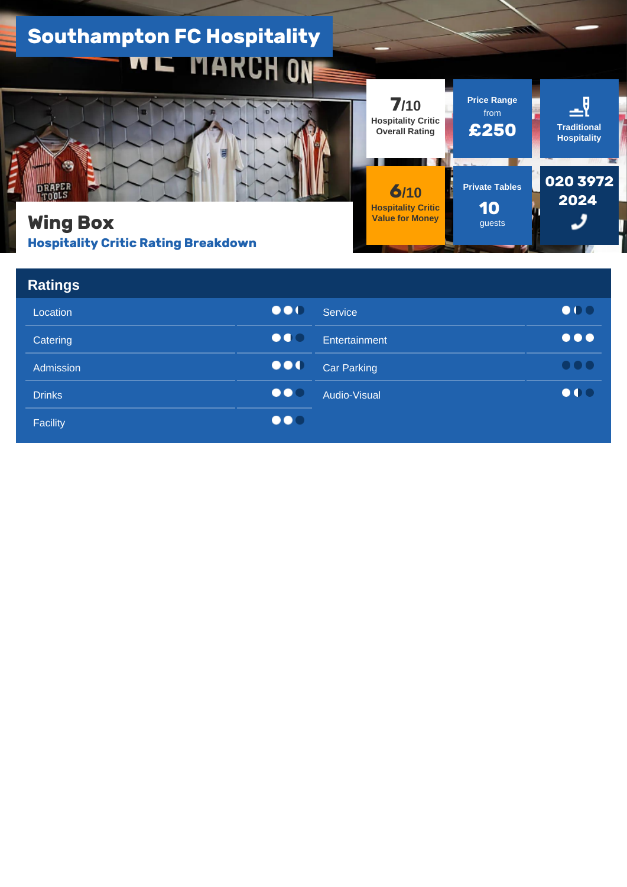# Southampton FC Hospitality

## Wing Box

### Hospitality Critic Rating Breakdown

**7/10** Hospitality Critic Overall Rating

**6/10** Hospitality Critic Value for Money

Price Range from **£250**

Traditional Hospitality

Private Tables **10** guests

**020 3972 2024**

## Ratings

| | | | |
|---|---|---|---|
| Location | ●●◐ | Service | ●◐● |
| Catering | ●●● | Entertainment | ●●● |
| Admission | ●●◐ | Car Parking | ●●● |
| Drinks | ●●● | Audio-Visual | ●◐● |
| Facility | ●●● | | |